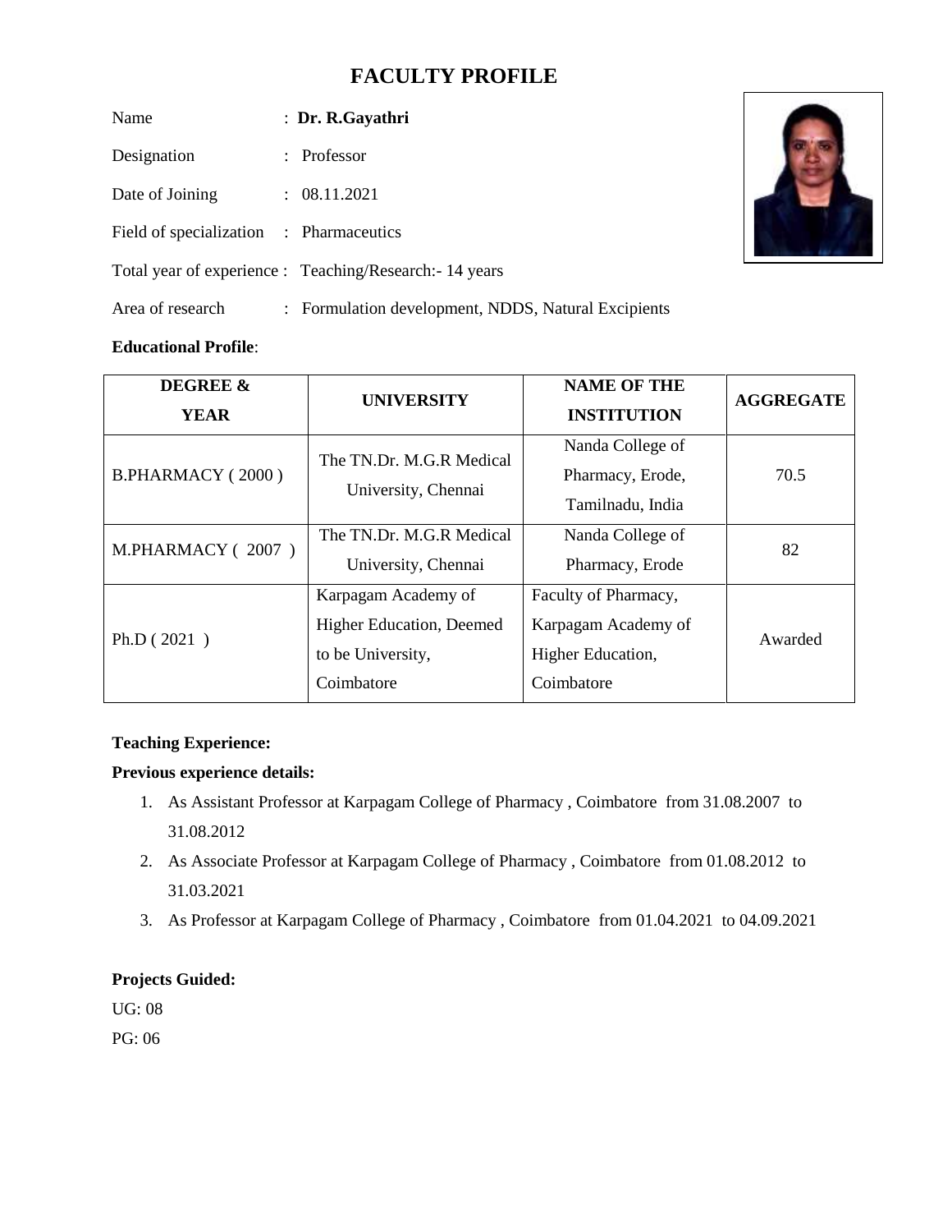# FACULTY PROFILE

Name : **Dr. R.Gayathri**

Designation : Professor

Date of Joining : 08.11.2021

Field of specialization : Pharmaceutics

Total year of experience : Teaching/Research:- 14 years

Area of research : Formulation development, NDDS, Natural Excipients

**Educational Profile**:

| DEGREE & YEAR | UNIVERSITY | NAME OF THE INSTITUTION | AGGREGATE |
|---|---|---|---|
| B.PHARMACY ( 2000 ) | The TN.Dr. M.G.R Medical University, Chennai | Nanda College of Pharmacy, Erode, Tamilnadu, India | 70.5 |
| M.PHARMACY ( 2007 ) | The TN.Dr. M.G.R Medical University, Chennai | Nanda College of Pharmacy, Erode | 82 |
| Ph.D ( 2021 ) | Karpagam Academy of Higher Education, Deemed to be University, Coimbatore | Faculty of Pharmacy, Karpagam Academy of Higher Education, Coimbatore | Awarded |

**Teaching Experience:**

**Previous experience details:**

1. As Assistant Professor at Karpagam College of Pharmacy , Coimbatore from 31.08.2007 to 31.08.2012
2. As Associate Professor at Karpagam College of Pharmacy , Coimbatore from 01.08.2012 to 31.03.2021
3. As Professor at Karpagam College of Pharmacy , Coimbatore from 01.04.2021 to 04.09.2021

**Projects Guided:**

UG: 08

PG: 06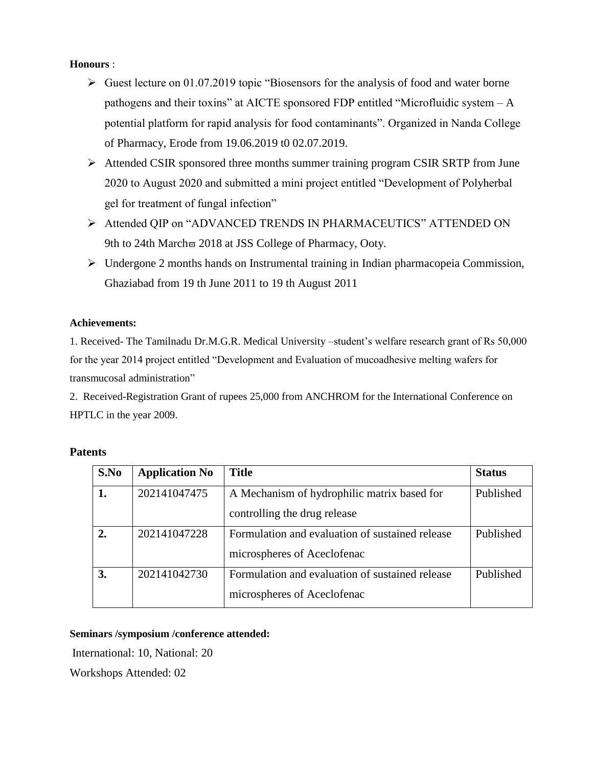**Honours** :

- Guest lecture on 01.07.2019 topic "Biosensors for the analysis of food and water borne pathogens and their toxins" at AICTE sponsored FDP entitled "Microfluidic system – A potential platform for rapid analysis for food contaminants". Organized in Nanda College of Pharmacy, Erode from 19.06.2019 t0 02.07.2019.
- Attended CSIR sponsored three months summer training program CSIR SRTP from June 2020 to August 2020 and submitted a mini project entitled "Development of Polyherbal gel for treatment of fungal infection"
- Attended QIP on "ADVANCED TRENDS IN PHARMACEUTICS" ATTENDED ON 9th to 24th March 2018 at JSS College of Pharmacy, Ooty.
- Undergone 2 months hands on Instrumental training in Indian pharmacopeia Commission, Ghaziabad from 19 th June 2011 to 19 th August 2011

**Achievements:**

1. Received- The Tamilnadu Dr.M.G.R. Medical University –student's welfare research grant of Rs 50,000 for the year 2014 project entitled "Development and Evaluation of mucoadhesive melting wafers for transmucosal administration"
2. Received-Registration Grant of rupees 25,000 from ANCHROM for the International Conference on HPTLC in the year 2009.

**Patents**

| S.No | Application No | Title | Status |
|---|---|---|---|
| **1.** | 202141047475 | A Mechanism of hydrophilic matrix based for controlling the drug release | Published |
| **2.** | 202141047228 | Formulation and evaluation of sustained release microspheres of Aceclofenac | Published |
| **3.** | 202141042730 | Formulation and evaluation of sustained release microspheres of Aceclofenac | Published |

**Seminars /symposium /conference attended:**

International: 10, National: 20

Workshops Attended: 02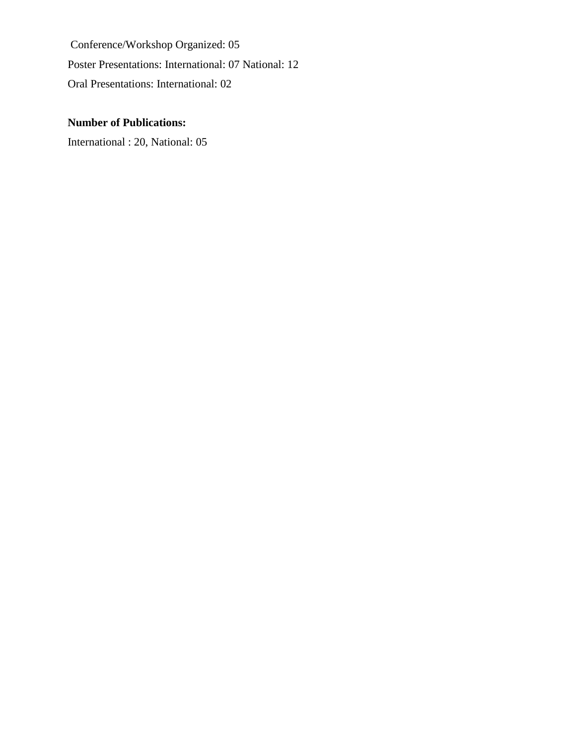Conference/Workshop Organized: 05

Poster Presentations: International: 07 National: 12

Oral Presentations: International: 02

**Number of Publications:**

International : 20, National: 05